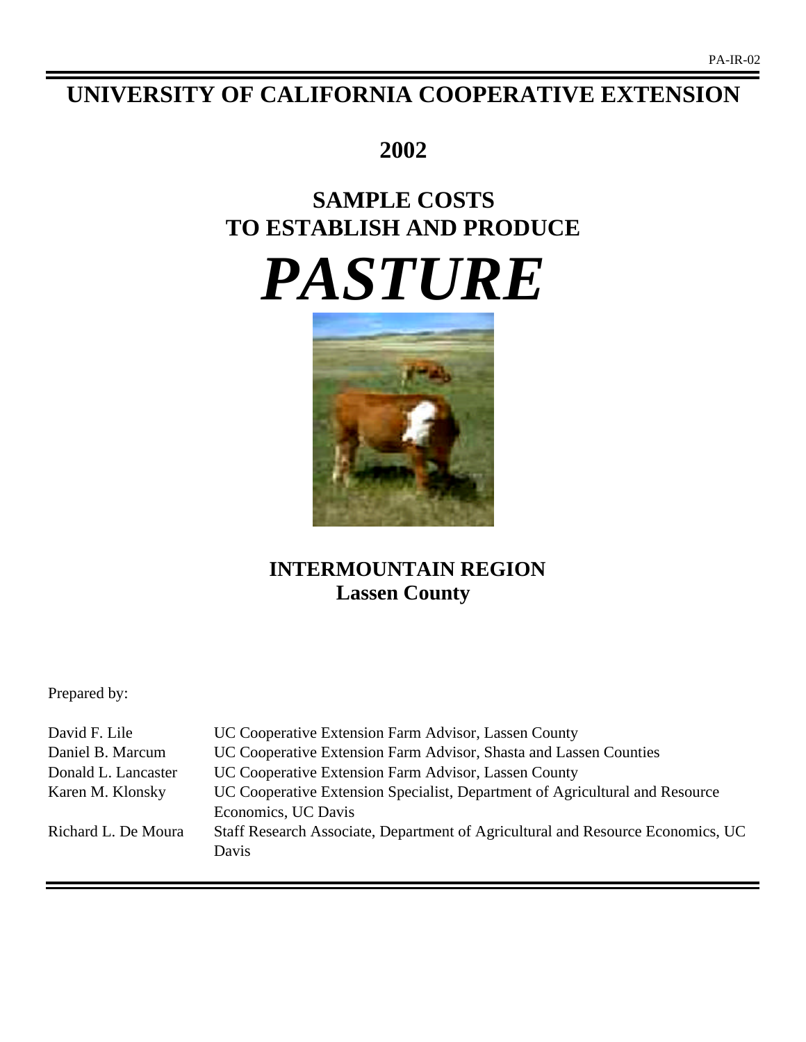PA-IR-02

# UNIVERSITY OF CALIFORNIA COOPERATIVE EXTENSION

## 2002

## SAMPLE COSTS
## TO ESTABLISH AND PRODUCE

# *PASTURE*

## INTERMOUNTAIN REGION
### Lassen County

Prepared by:

| | |
|---|---|
| David F. Lile | UC Cooperative Extension Farm Advisor, Lassen County |
| Daniel B. Marcum | UC Cooperative Extension Farm Advisor, Shasta and Lassen Counties |
| Donald L. Lancaster | UC Cooperative Extension Farm Advisor, Lassen County |
| Karen M. Klonsky | UC Cooperative Extension Specialist, Department of Agricultural and Resource Economics, UC Davis |
| Richard L. De Moura | Staff Research Associate, Department of Agricultural and Resource Economics, UC Davis |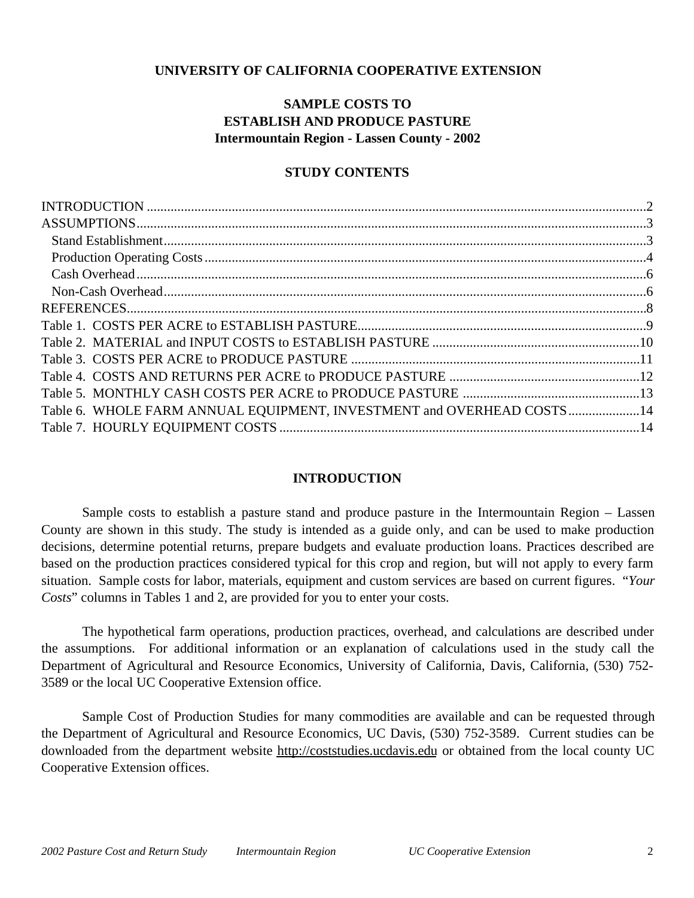**UNIVERSITY OF CALIFORNIA COOPERATIVE EXTENSION**

# SAMPLE COSTS TO ESTABLISH AND PRODUCE PASTURE
## Intermountain Region - Lassen County - 2002

### STUDY CONTENTS

INTRODUCTION .......... 2
ASSUMPTIONS .......... 3
  Stand Establishment .......... 3
  Production Operating Costs .......... 4
  Cash Overhead .......... 6
  Non-Cash Overhead .......... 6
REFERENCES .......... 8
Table 1. COSTS PER ACRE to ESTABLISH PASTURE .......... 9
Table 2. MATERIAL and INPUT COSTS to ESTABLISH PASTURE .......... 10
Table 3. COSTS PER ACRE to PRODUCE PASTURE .......... 11
Table 4. COSTS AND RETURNS PER ACRE to PRODUCE PASTURE .......... 12
Table 5. MONTHLY CASH COSTS PER ACRE to PRODUCE PASTURE .......... 13
Table 6. WHOLE FARM ANNUAL EQUIPMENT, INVESTMENT and OVERHEAD COSTS .......... 14
Table 7. HOURLY EQUIPMENT COSTS .......... 14

### INTRODUCTION

Sample costs to establish a pasture stand and produce pasture in the Intermountain Region – Lassen County are shown in this study. The study is intended as a guide only, and can be used to make production decisions, determine potential returns, prepare budgets and evaluate production loans. Practices described are based on the production practices considered typical for this crop and region, but will not apply to every farm situation. Sample costs for labor, materials, equipment and custom services are based on current figures. "*Your Costs*" columns in Tables 1 and 2, are provided for you to enter your costs.

The hypothetical farm operations, production practices, overhead, and calculations are described under the assumptions. For additional information or an explanation of calculations used in the study call the Department of Agricultural and Resource Economics, University of California, Davis, California, (530) 752-3589 or the local UC Cooperative Extension office.

Sample Cost of Production Studies for many commodities are available and can be requested through the Department of Agricultural and Resource Economics, UC Davis, (530) 752-3589. Current studies can be downloaded from the department website http://coststudies.ucdavis.edu or obtained from the local county UC Cooperative Extension offices.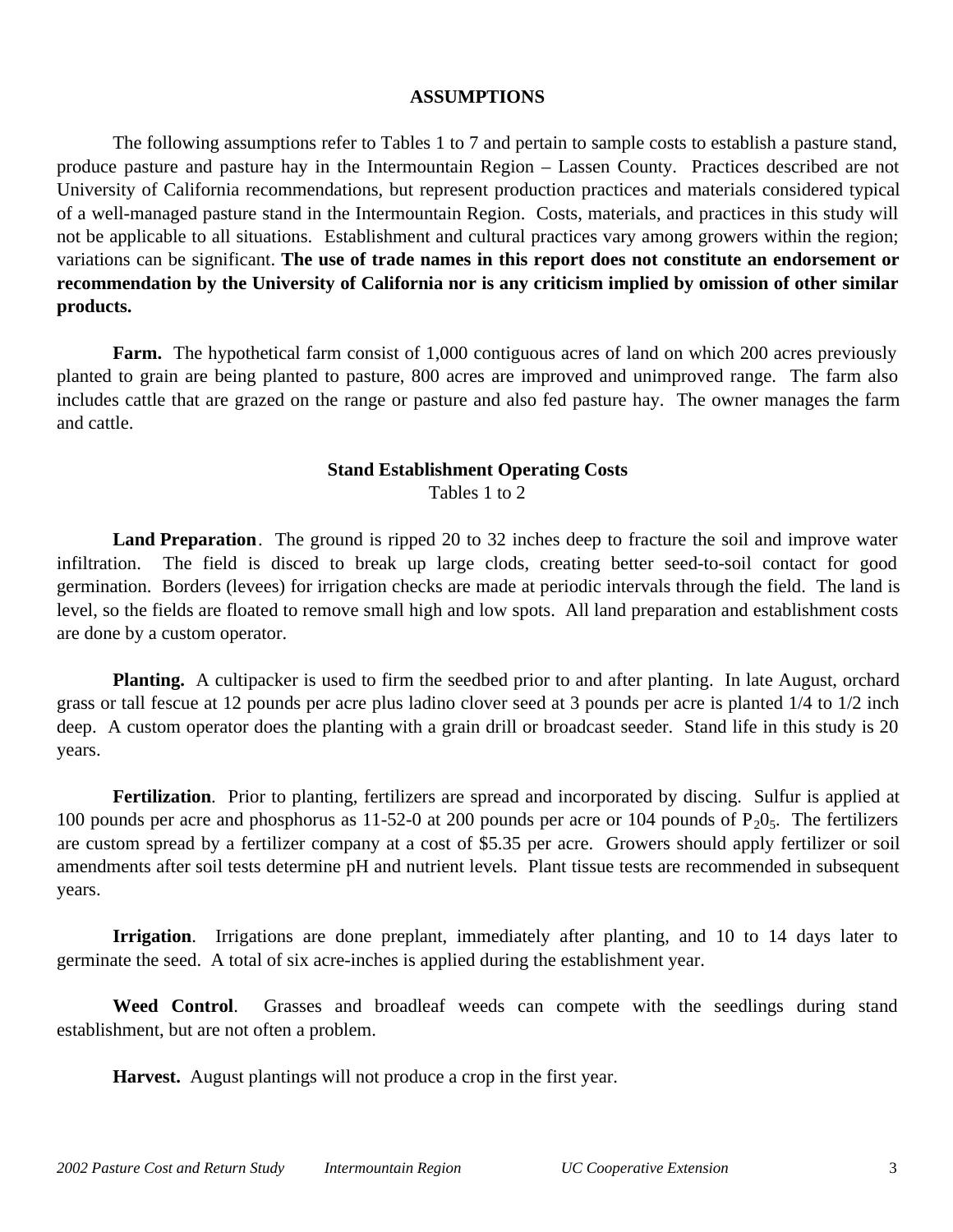## ASSUMPTIONS

The following assumptions refer to Tables 1 to 7 and pertain to sample costs to establish a pasture stand, produce pasture and pasture hay in the Intermountain Region – Lassen County. Practices described are not University of California recommendations, but represent production practices and materials considered typical of a well-managed pasture stand in the Intermountain Region. Costs, materials, and practices in this study will not be applicable to all situations. Establishment and cultural practices vary among growers within the region; variations can be significant. **The use of trade names in this report does not constitute an endorsement or recommendation by the University of California nor is any criticism implied by omission of other similar products.**

**Farm.** The hypothetical farm consist of 1,000 contiguous acres of land on which 200 acres previously planted to grain are being planted to pasture, 800 acres are improved and unimproved range. The farm also includes cattle that are grazed on the range or pasture and also fed pasture hay. The owner manages the farm and cattle.

### Stand Establishment Operating Costs

Tables 1 to 2

**Land Preparation**. The ground is ripped 20 to 32 inches deep to fracture the soil and improve water infiltration. The field is disced to break up large clods, creating better seed-to-soil contact for good germination. Borders (levees) for irrigation checks are made at periodic intervals through the field. The land is level, so the fields are floated to remove small high and low spots. All land preparation and establishment costs are done by a custom operator.

**Planting.** A cultipacker is used to firm the seedbed prior to and after planting. In late August, orchard grass or tall fescue at 12 pounds per acre plus ladino clover seed at 3 pounds per acre is planted 1/4 to 1/2 inch deep. A custom operator does the planting with a grain drill or broadcast seeder. Stand life in this study is 20 years.

**Fertilization**. Prior to planting, fertilizers are spread and incorporated by discing. Sulfur is applied at 100 pounds per acre and phosphorus as 11-52-0 at 200 pounds per acre or 104 pounds of $P_2O_5$. The fertilizers are custom spread by a fertilizer company at a cost of $5.35 per acre. Growers should apply fertilizer or soil amendments after soil tests determine pH and nutrient levels. Plant tissue tests are recommended in subsequent years.

**Irrigation**. Irrigations are done preplant, immediately after planting, and 10 to 14 days later to germinate the seed. A total of six acre-inches is applied during the establishment year.

**Weed Control**. Grasses and broadleaf weeds can compete with the seedlings during stand establishment, but are not often a problem.

**Harvest.** August plantings will not produce a crop in the first year.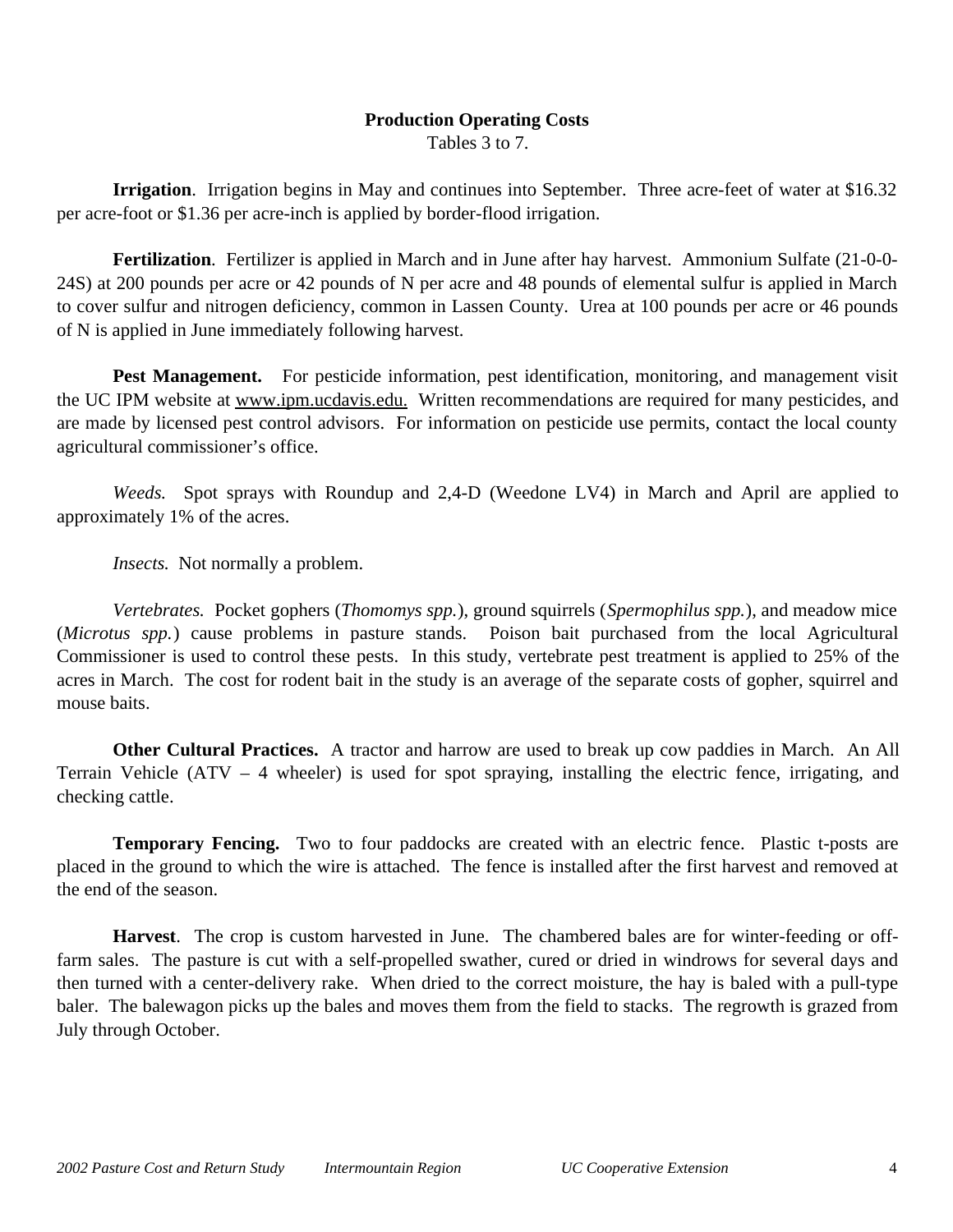## Production Operating Costs

Tables 3 to 7.

**Irrigation**. Irrigation begins in May and continues into September. Three acre-feet of water at $16.32 per acre-foot or $1.36 per acre-inch is applied by border-flood irrigation.

**Fertilization**. Fertilizer is applied in March and in June after hay harvest. Ammonium Sulfate (21-0-0-24S) at 200 pounds per acre or 42 pounds of N per acre and 48 pounds of elemental sulfur is applied in March to cover sulfur and nitrogen deficiency, common in Lassen County. Urea at 100 pounds per acre or 46 pounds of N is applied in June immediately following harvest.

**Pest Management.** For pesticide information, pest identification, monitoring, and management visit the UC IPM website at www.ipm.ucdavis.edu. Written recommendations are required for many pesticides, and are made by licensed pest control advisors. For information on pesticide use permits, contact the local county agricultural commissioner's office.

*Weeds.* Spot sprays with Roundup and 2,4-D (Weedone LV4) in March and April are applied to approximately 1% of the acres.

*Insects.* Not normally a problem.

*Vertebrates.* Pocket gophers (*Thomomys spp.*), ground squirrels (*Spermophilus spp.*), and meadow mice (*Microtus spp.*) cause problems in pasture stands. Poison bait purchased from the local Agricultural Commissioner is used to control these pests. In this study, vertebrate pest treatment is applied to 25% of the acres in March. The cost for rodent bait in the study is an average of the separate costs of gopher, squirrel and mouse baits.

**Other Cultural Practices.** A tractor and harrow are used to break up cow paddies in March. An All Terrain Vehicle (ATV – 4 wheeler) is used for spot spraying, installing the electric fence, irrigating, and checking cattle.

**Temporary Fencing.** Two to four paddocks are created with an electric fence. Plastic t-posts are placed in the ground to which the wire is attached. The fence is installed after the first harvest and removed at the end of the season.

**Harvest**. The crop is custom harvested in June. The chambered bales are for winter-feeding or off-farm sales. The pasture is cut with a self-propelled swather, cured or dried in windrows for several days and then turned with a center-delivery rake. When dried to the correct moisture, the hay is baled with a pull-type baler. The balewagon picks up the bales and moves them from the field to stacks. The regrowth is grazed from July through October.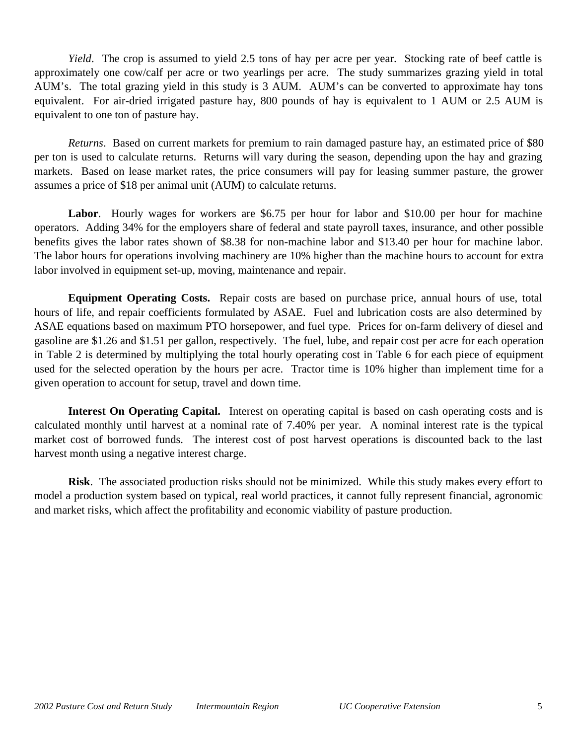*Yield*. The crop is assumed to yield 2.5 tons of hay per acre per year. Stocking rate of beef cattle is approximately one cow/calf per acre or two yearlings per acre. The study summarizes grazing yield in total AUM's. The total grazing yield in this study is 3 AUM. AUM's can be converted to approximate hay tons equivalent. For air-dried irrigated pasture hay, 800 pounds of hay is equivalent to 1 AUM or 2.5 AUM is equivalent to one ton of pasture hay.

*Returns*. Based on current markets for premium to rain damaged pasture hay, an estimated price of $80 per ton is used to calculate returns. Returns will vary during the season, depending upon the hay and grazing markets. Based on lease market rates, the price consumers will pay for leasing summer pasture, the grower assumes a price of $18 per animal unit (AUM) to calculate returns.

**Labor**. Hourly wages for workers are $6.75 per hour for labor and $10.00 per hour for machine operators. Adding 34% for the employers share of federal and state payroll taxes, insurance, and other possible benefits gives the labor rates shown of $8.38 for non-machine labor and $13.40 per hour for machine labor. The labor hours for operations involving machinery are 10% higher than the machine hours to account for extra labor involved in equipment set-up, moving, maintenance and repair.

**Equipment Operating Costs.** Repair costs are based on purchase price, annual hours of use, total hours of life, and repair coefficients formulated by ASAE. Fuel and lubrication costs are also determined by ASAE equations based on maximum PTO horsepower, and fuel type. Prices for on-farm delivery of diesel and gasoline are $1.26 and $1.51 per gallon, respectively. The fuel, lube, and repair cost per acre for each operation in Table 2 is determined by multiplying the total hourly operating cost in Table 6 for each piece of equipment used for the selected operation by the hours per acre. Tractor time is 10% higher than implement time for a given operation to account for setup, travel and down time.

**Interest On Operating Capital.** Interest on operating capital is based on cash operating costs and is calculated monthly until harvest at a nominal rate of 7.40% per year. A nominal interest rate is the typical market cost of borrowed funds. The interest cost of post harvest operations is discounted back to the last harvest month using a negative interest charge.

**Risk**. The associated production risks should not be minimized. While this study makes every effort to model a production system based on typical, real world practices, it cannot fully represent financial, agronomic and market risks, which affect the profitability and economic viability of pasture production.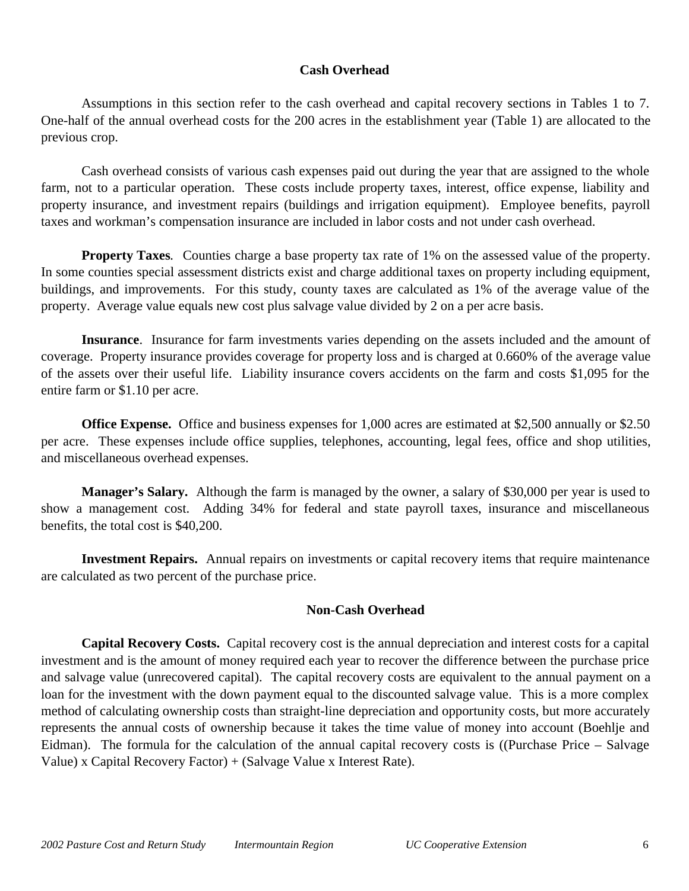## Cash Overhead

Assumptions in this section refer to the cash overhead and capital recovery sections in Tables 1 to 7. One-half of the annual overhead costs for the 200 acres in the establishment year (Table 1) are allocated to the previous crop.

Cash overhead consists of various cash expenses paid out during the year that are assigned to the whole farm, not to a particular operation. These costs include property taxes, interest, office expense, liability and property insurance, and investment repairs (buildings and irrigation equipment). Employee benefits, payroll taxes and workman's compensation insurance are included in labor costs and not under cash overhead.

**Property Taxes**. Counties charge a base property tax rate of 1% on the assessed value of the property. In some counties special assessment districts exist and charge additional taxes on property including equipment, buildings, and improvements. For this study, county taxes are calculated as 1% of the average value of the property. Average value equals new cost plus salvage value divided by 2 on a per acre basis.

**Insurance**. Insurance for farm investments varies depending on the assets included and the amount of coverage. Property insurance provides coverage for property loss and is charged at 0.660% of the average value of the assets over their useful life. Liability insurance covers accidents on the farm and costs $1,095 for the entire farm or $1.10 per acre.

**Office Expense.** Office and business expenses for 1,000 acres are estimated at $2,500 annually or $2.50 per acre. These expenses include office supplies, telephones, accounting, legal fees, office and shop utilities, and miscellaneous overhead expenses.

**Manager's Salary.** Although the farm is managed by the owner, a salary of $30,000 per year is used to show a management cost. Adding 34% for federal and state payroll taxes, insurance and miscellaneous benefits, the total cost is $40,200.

**Investment Repairs.** Annual repairs on investments or capital recovery items that require maintenance are calculated as two percent of the purchase price.

## Non-Cash Overhead

**Capital Recovery Costs.** Capital recovery cost is the annual depreciation and interest costs for a capital investment and is the amount of money required each year to recover the difference between the purchase price and salvage value (unrecovered capital). The capital recovery costs are equivalent to the annual payment on a loan for the investment with the down payment equal to the discounted salvage value. This is a more complex method of calculating ownership costs than straight-line depreciation and opportunity costs, but more accurately represents the annual costs of ownership because it takes the time value of money into account (Boehlje and Eidman). The formula for the calculation of the annual capital recovery costs is ((Purchase Price – Salvage Value) x Capital Recovery Factor) + (Salvage Value x Interest Rate).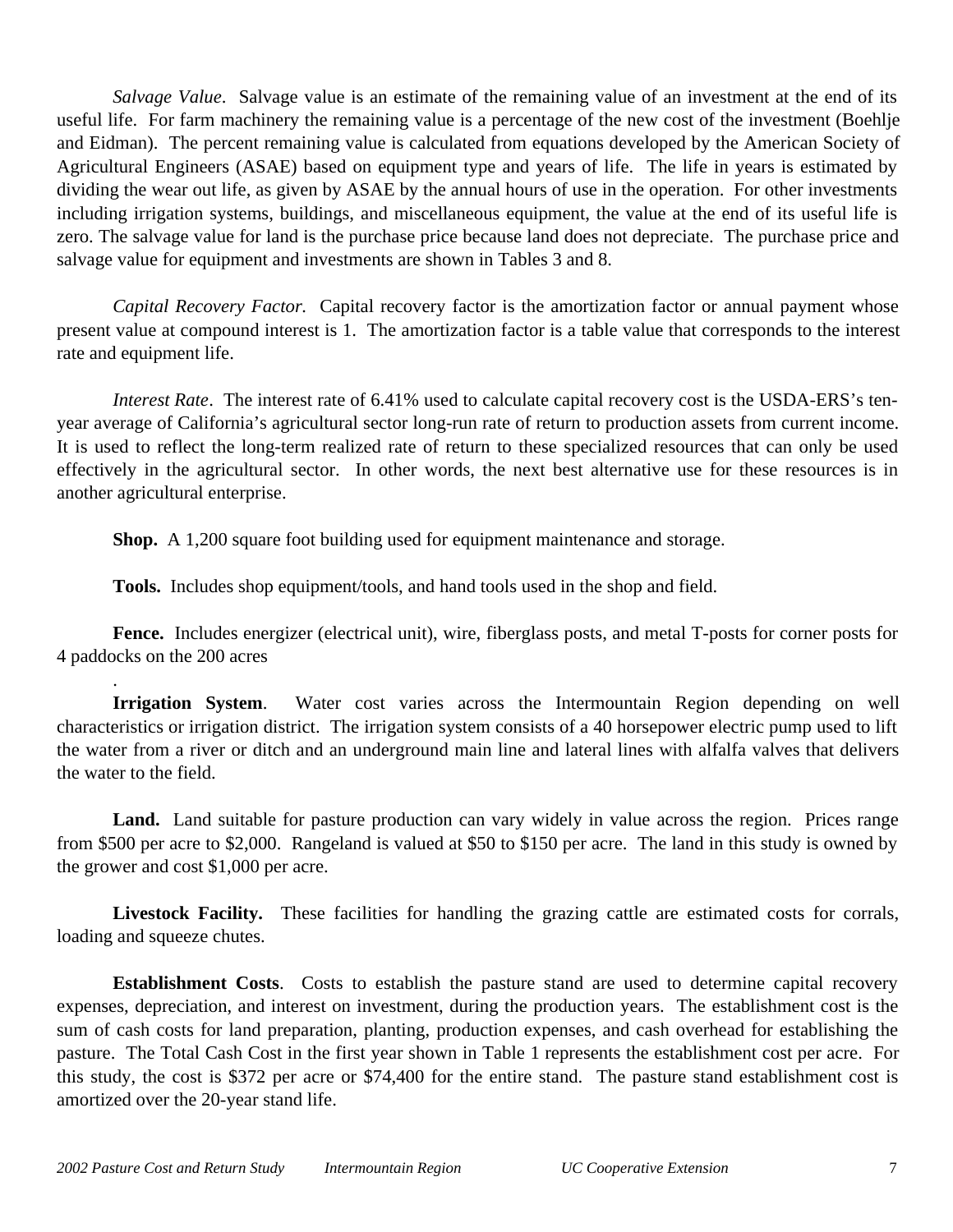*Salvage Value*. Salvage value is an estimate of the remaining value of an investment at the end of its useful life. For farm machinery the remaining value is a percentage of the new cost of the investment (Boehlje and Eidman). The percent remaining value is calculated from equations developed by the American Society of Agricultural Engineers (ASAE) based on equipment type and years of life. The life in years is estimated by dividing the wear out life, as given by ASAE by the annual hours of use in the operation. For other investments including irrigation systems, buildings, and miscellaneous equipment, the value at the end of its useful life is zero. The salvage value for land is the purchase price because land does not depreciate. The purchase price and salvage value for equipment and investments are shown in Tables 3 and 8.

*Capital Recovery Factor.* Capital recovery factor is the amortization factor or annual payment whose present value at compound interest is 1. The amortization factor is a table value that corresponds to the interest rate and equipment life.

*Interest Rate*. The interest rate of 6.41% used to calculate capital recovery cost is the USDA-ERS's ten-year average of California's agricultural sector long-run rate of return to production assets from current income. It is used to reflect the long-term realized rate of return to these specialized resources that can only be used effectively in the agricultural sector. In other words, the next best alternative use for these resources is in another agricultural enterprise.

**Shop.** A 1,200 square foot building used for equipment maintenance and storage.

**Tools.** Includes shop equipment/tools, and hand tools used in the shop and field.

**Fence.** Includes energizer (electrical unit), wire, fiberglass posts, and metal T-posts for corner posts for 4 paddocks on the 200 acres

.

**Irrigation System**. Water cost varies across the Intermountain Region depending on well characteristics or irrigation district. The irrigation system consists of a 40 horsepower electric pump used to lift the water from a river or ditch and an underground main line and lateral lines with alfalfa valves that delivers the water to the field.

**Land.** Land suitable for pasture production can vary widely in value across the region. Prices range from $500 per acre to $2,000. Rangeland is valued at $50 to $150 per acre. The land in this study is owned by the grower and cost $1,000 per acre.

**Livestock Facility.** These facilities for handling the grazing cattle are estimated costs for corrals, loading and squeeze chutes.

**Establishment Costs**. Costs to establish the pasture stand are used to determine capital recovery expenses, depreciation, and interest on investment, during the production years. The establishment cost is the sum of cash costs for land preparation, planting, production expenses, and cash overhead for establishing the pasture. The Total Cash Cost in the first year shown in Table 1 represents the establishment cost per acre. For this study, the cost is $372 per acre or $74,400 for the entire stand. The pasture stand establishment cost is amortized over the 20-year stand life.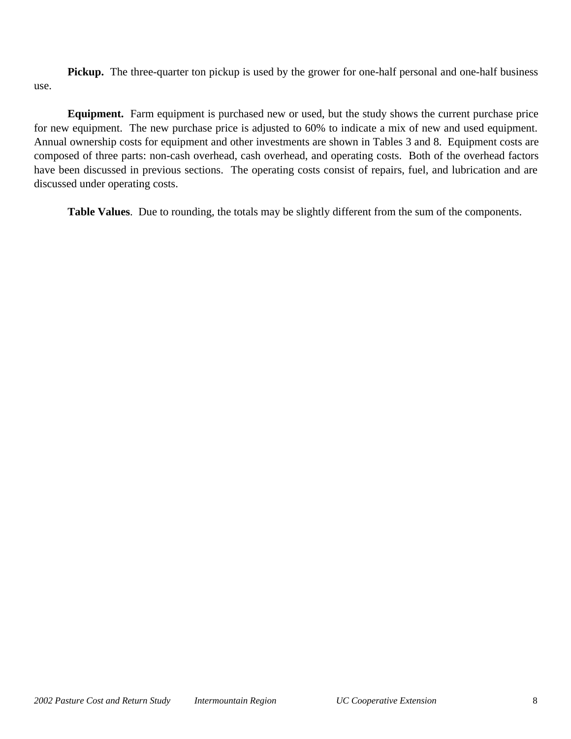**Pickup.** The three-quarter ton pickup is used by the grower for one-half personal and one-half business use.

**Equipment.** Farm equipment is purchased new or used, but the study shows the current purchase price for new equipment. The new purchase price is adjusted to 60% to indicate a mix of new and used equipment. Annual ownership costs for equipment and other investments are shown in Tables 3 and 8. Equipment costs are composed of three parts: non-cash overhead, cash overhead, and operating costs. Both of the overhead factors have been discussed in previous sections. The operating costs consist of repairs, fuel, and lubrication and are discussed under operating costs.

**Table Values**. Due to rounding, the totals may be slightly different from the sum of the components.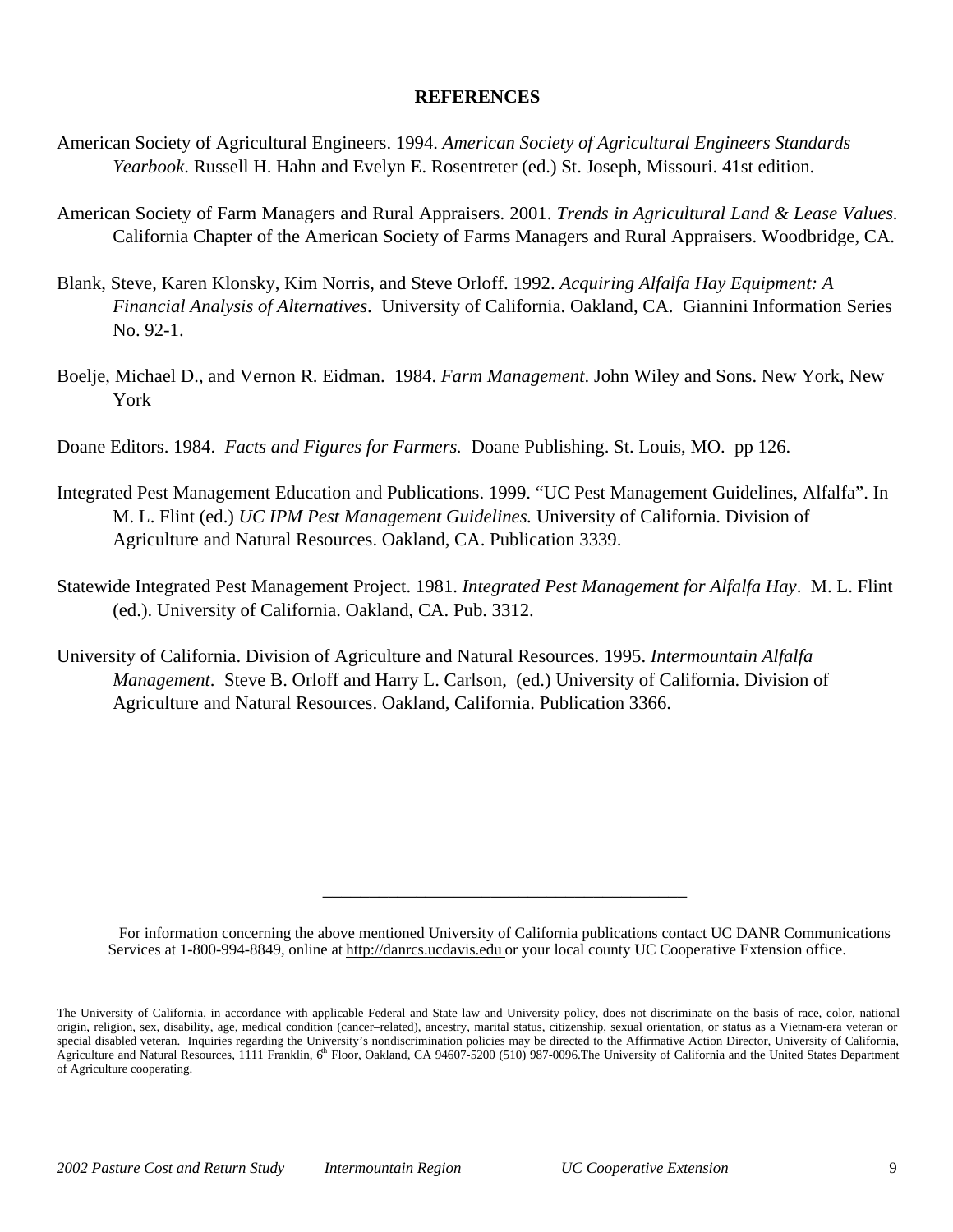## REFERENCES

American Society of Agricultural Engineers. 1994. *American Society of Agricultural Engineers Standards Yearbook*. Russell H. Hahn and Evelyn E. Rosentreter (ed.) St. Joseph, Missouri. 41st edition.

American Society of Farm Managers and Rural Appraisers. 2001. *Trends in Agricultural Land & Lease Values*. California Chapter of the American Society of Farms Managers and Rural Appraisers. Woodbridge, CA.

Blank, Steve, Karen Klonsky, Kim Norris, and Steve Orloff. 1992. *Acquiring Alfalfa Hay Equipment: A Financial Analysis of Alternatives*. University of California. Oakland, CA. Giannini Information Series No. 92-1.

Boelje, Michael D., and Vernon R. Eidman. 1984. *Farm Management*. John Wiley and Sons. New York, New York

Doane Editors. 1984. *Facts and Figures for Farmers.* Doane Publishing. St. Louis, MO. pp 126.

Integrated Pest Management Education and Publications. 1999. "UC Pest Management Guidelines, Alfalfa". In M. L. Flint (ed.) *UC IPM Pest Management Guidelines.* University of California. Division of Agriculture and Natural Resources. Oakland, CA. Publication 3339.

Statewide Integrated Pest Management Project. 1981. *Integrated Pest Management for Alfalfa Hay*. M. L. Flint (ed.). University of California. Oakland, CA. Pub. 3312.

University of California. Division of Agriculture and Natural Resources. 1995. *Intermountain Alfalfa Management*. Steve B. Orloff and Harry L. Carlson, (ed.) University of California. Division of Agriculture and Natural Resources. Oakland, California. Publication 3366.

---

For information concerning the above mentioned University of California publications contact UC DANR Communications Services at 1-800-994-8849, online at http://danrcs.ucdavis.edu or your local county UC Cooperative Extension office.

The University of California, in accordance with applicable Federal and State law and University policy, does not discriminate on the basis of race, color, national origin, religion, sex, disability, age, medical condition (cancer–related), ancestry, marital status, citizenship, sexual orientation, or status as a Vietnam-era veteran or special disabled veteran. Inquiries regarding the University's nondiscrimination policies may be directed to the Affirmative Action Director, University of California, Agriculture and Natural Resources, 1111 Franklin, 6th Floor, Oakland, CA 94607-5200 (510) 987-0096.The University of California and the United States Department of Agriculture cooperating.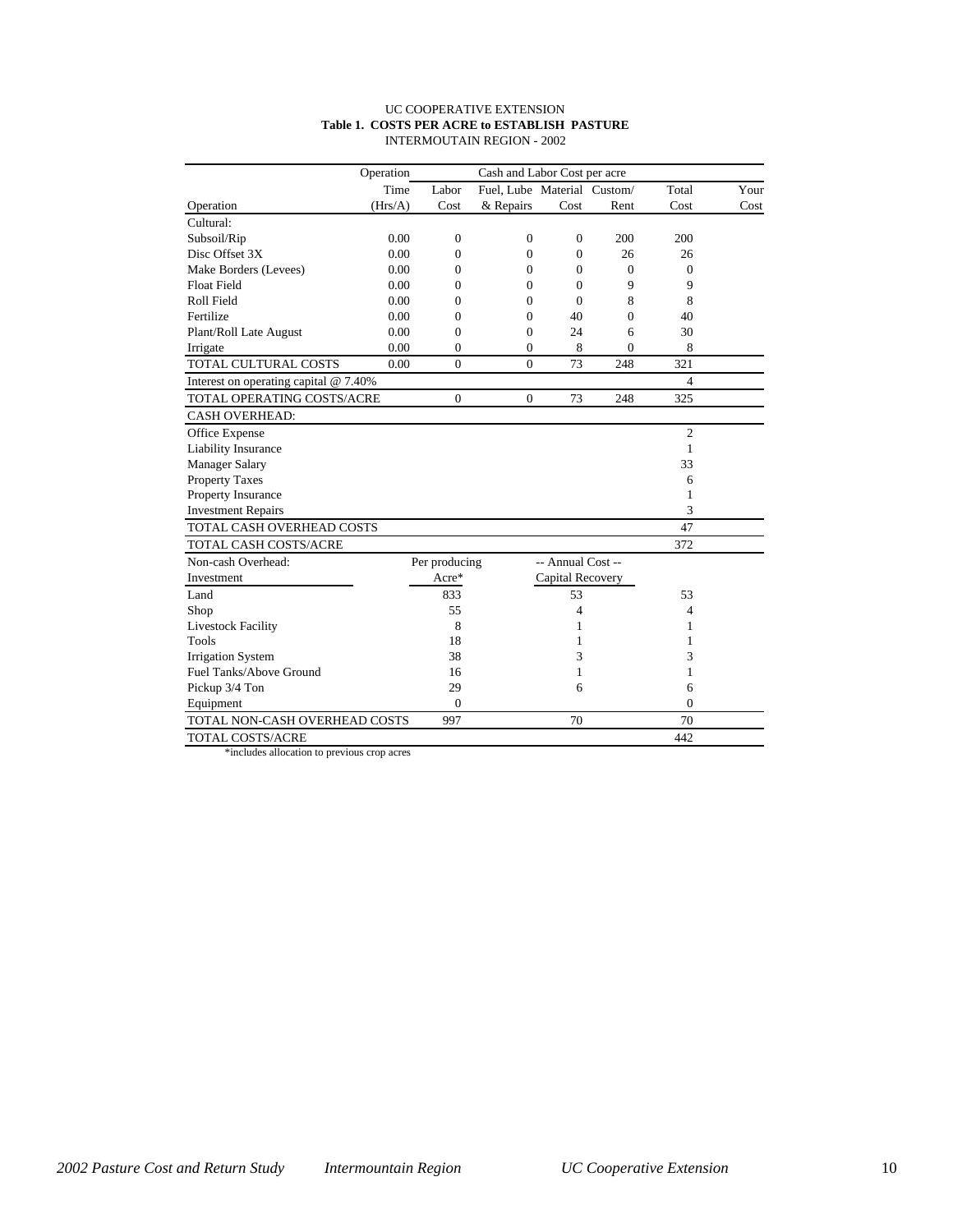UC COOPERATIVE EXTENSION

**Table 1. COSTS PER ACRE to ESTABLISH PASTURE**

INTERMOUTAIN REGION - 2002

| Operation | Operation Time (Hrs/A) | Labor Cost | Fuel, Lube & Repairs | Material Cost | Custom/ Rent | Total Cost | Your Cost |
|---|---|---|---|---|---|---|---|
| Cultural: | | | | | | | |
| Subsoil/Rip | 0.00 | 0 | 0 | 0 | 200 | 200 | |
| Disc Offset 3X | 0.00 | 0 | 0 | 0 | 26 | 26 | |
| Make Borders (Levees) | 0.00 | 0 | 0 | 0 | 0 | 0 | |
| Float Field | 0.00 | 0 | 0 | 0 | 9 | 9 | |
| Roll Field | 0.00 | 0 | 0 | 0 | 8 | 8 | |
| Fertilize | 0.00 | 0 | 0 | 40 | 0 | 40 | |
| Plant/Roll Late August | 0.00 | 0 | 0 | 24 | 6 | 30 | |
| Irrigate | 0.00 | 0 | 0 | 8 | 0 | 8 | |
| TOTAL CULTURAL COSTS | 0.00 | 0 | 0 | 73 | 248 | 321 | |
| Interest on operating capital @ 7.40% | | | | | | 4 | |
| TOTAL OPERATING COSTS/ACRE | | 0 | 0 | 73 | 248 | 325 | |
| CASH OVERHEAD: | | | | | | | |
| Office Expense | | | | | | 2 | |
| Liability Insurance | | | | | | 1 | |
| Manager Salary | | | | | | 33 | |
| Property Taxes | | | | | | 6 | |
| Property Insurance | | | | | | 1 | |
| Investment Repairs | | | | | | 3 | |
| TOTAL CASH OVERHEAD COSTS | | | | | | 47 | |
| TOTAL CASH COSTS/ACRE | | | | | | 372 | |

| Non-cash Overhead: Investment | Per producing Acre* | -- Annual Cost -- Capital Recovery | Total Cost | Your Cost |
|---|---|---|---|---|
| Land | 833 | 53 | 53 | |
| Shop | 55 | 4 | 4 | |
| Livestock Facility | 8 | 1 | 1 | |
| Tools | 18 | 1 | 1 | |
| Irrigation System | 38 | 3 | 3 | |
| Fuel Tanks/Above Ground | 16 | 1 | 1 | |
| Pickup 3/4 Ton | 29 | 6 | 6 | |
| Equipment | 0 | | 0 | |
| TOTAL NON-CASH OVERHEAD COSTS | 997 | 70 | 70 | |
| TOTAL COSTS/ACRE | | | 442 | |

*includes allocation to previous crop acres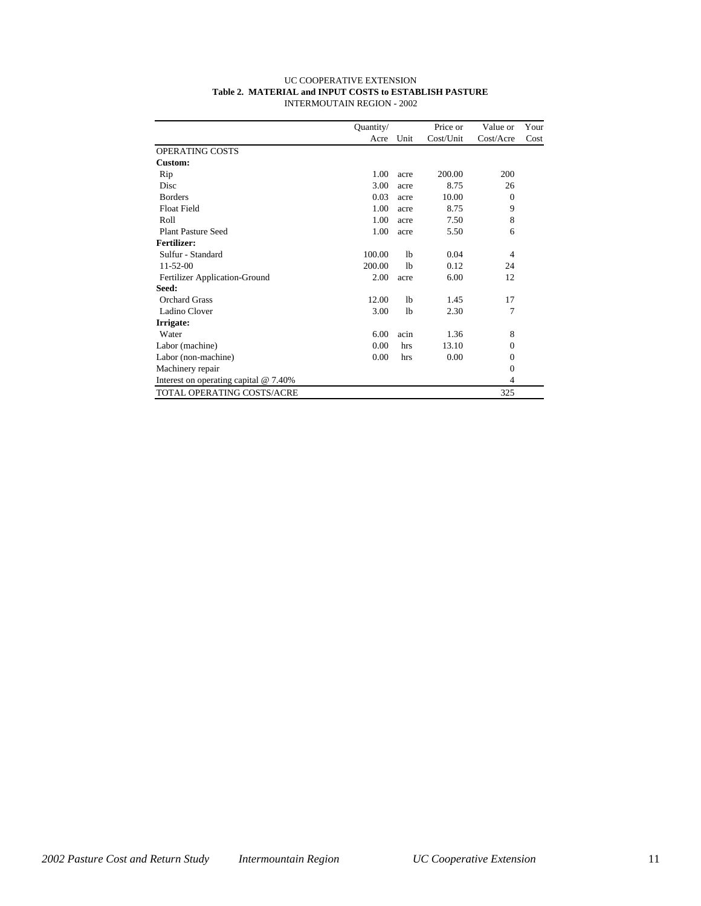UC COOPERATIVE EXTENSION

**Table 2. MATERIAL and INPUT COSTS to ESTABLISH PASTURE**

INTERMOUTAIN REGION - 2002

| | Quantity/ Acre | Unit | Price or Cost/Unit | Value or Cost/Acre | Your Cost |
|---|---|---|---|---|---|
| OPERATING COSTS | | | | | |
| **Custom:** | | | | | |
| Rip | 1.00 | acre | 200.00 | 200 | |
| Disc | 3.00 | acre | 8.75 | 26 | |
| Borders | 0.03 | acre | 10.00 | 0 | |
| Float Field | 1.00 | acre | 8.75 | 9 | |
| Roll | 1.00 | acre | 7.50 | 8 | |
| Plant Pasture Seed | 1.00 | acre | 5.50 | 6 | |
| **Fertilizer:** | | | | | |
| Sulfur - Standard | 100.00 | lb | 0.04 | 4 | |
| 11-52-00 | 200.00 | lb | 0.12 | 24 | |
| Fertilizer Application-Ground | 2.00 | acre | 6.00 | 12 | |
| **Seed:** | | | | | |
| Orchard Grass | 12.00 | lb | 1.45 | 17 | |
| Ladino Clover | 3.00 | lb | 2.30 | 7 | |
| **Irrigate:** | | | | | |
| Water | 6.00 | acin | 1.36 | 8 | |
| Labor (machine) | 0.00 | hrs | 13.10 | 0 | |
| Labor (non-machine) | 0.00 | hrs | 0.00 | 0 | |
| Machinery repair | | | | 0 | |
| Interest on operating capital @ 7.40% | | | | 4 | |
| TOTAL OPERATING COSTS/ACRE | | | | 325 | |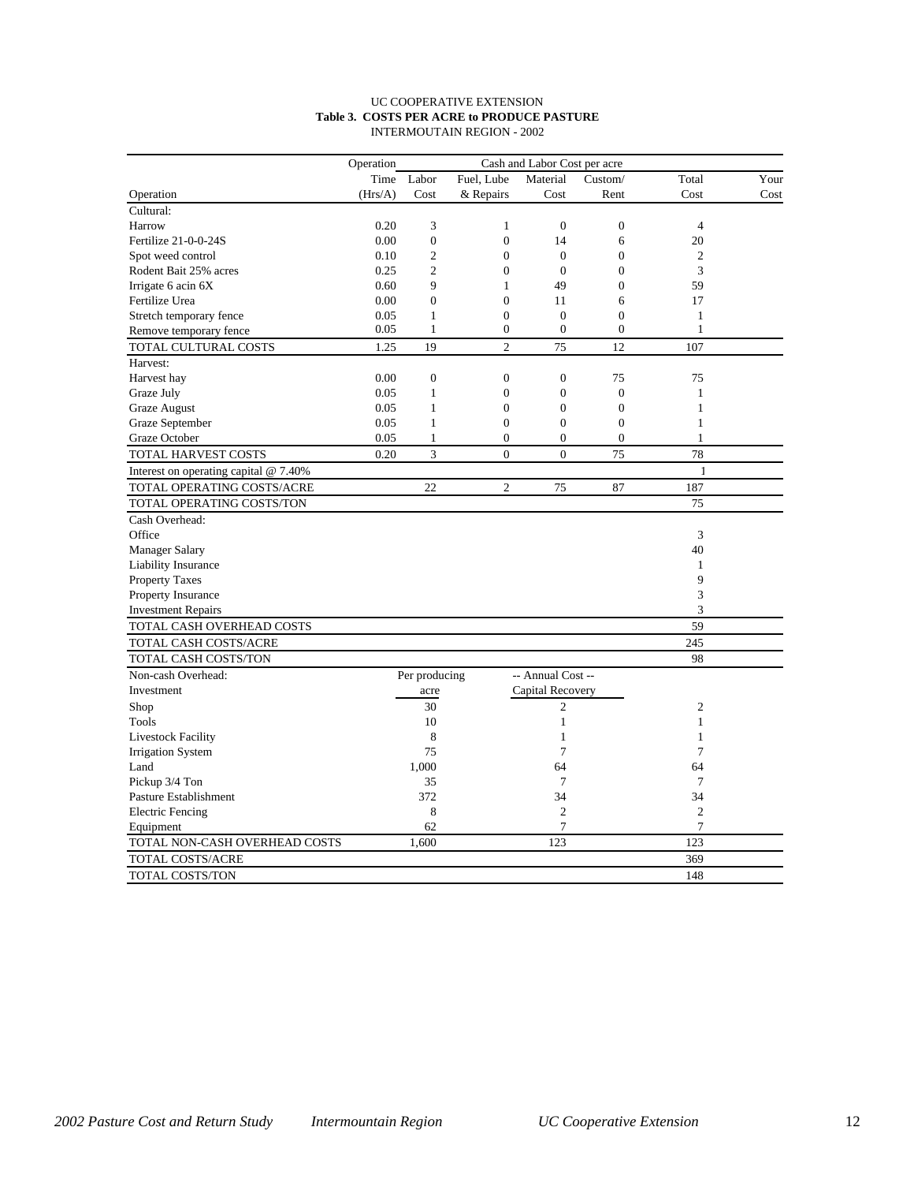UC COOPERATIVE EXTENSION

**Table 3. COSTS PER ACRE to PRODUCE PASTURE**

INTERMOUNTAIN REGION - 2002

| Operation | Operation Time (Hrs/A) | Labor Cost | Fuel, Lube & Repairs | Material Cost | Custom/ Rent | Total Cost | Your Cost |
|---|---|---|---|---|---|---|---|
| | | Cash and Labor Cost per acre | | | | | |
| Cultural: | | | | | | | |
| Harrow | 0.20 | 3 | 1 | 0 | 0 | 4 | |
| Fertilize 21-0-0-24S | 0.00 | 0 | 0 | 14 | 6 | 20 | |
| Spot weed control | 0.10 | 2 | 0 | 0 | 0 | 2 | |
| Rodent Bait 25% acres | 0.25 | 2 | 0 | 0 | 0 | 3 | |
| Irrigate 6 acin 6X | 0.60 | 9 | 1 | 49 | 0 | 59 | |
| Fertilize Urea | 0.00 | 0 | 0 | 11 | 6 | 17 | |
| Stretch temporary fence | 0.05 | 1 | 0 | 0 | 0 | 1 | |
| Remove temporary fence | 0.05 | 1 | 0 | 0 | 0 | 1 | |
| TOTAL CULTURAL COSTS | 1.25 | 19 | 2 | 75 | 12 | 107 | |
| Harvest: | | | | | | | |
| Harvest hay | 0.00 | 0 | 0 | 0 | 75 | 75 | |
| Graze July | 0.05 | 1 | 0 | 0 | 0 | 1 | |
| Graze August | 0.05 | 1 | 0 | 0 | 0 | 1 | |
| Graze September | 0.05 | 1 | 0 | 0 | 0 | 1 | |
| Graze October | 0.05 | 1 | 0 | 0 | 0 | 1 | |
| TOTAL HARVEST COSTS | 0.20 | 3 | 0 | 0 | 75 | 78 | |
| Interest on operating capital @ 7.40% | | | | | | 1 | |
| TOTAL OPERATING COSTS/ACRE | | 22 | 2 | 75 | 87 | 187 | |
| TOTAL OPERATING COSTS/TON | | | | | | 75 | |
| Cash Overhead: | | | | | | | |
| Office | | | | | | 3 | |
| Manager Salary | | | | | | 40 | |
| Liability Insurance | | | | | | 1 | |
| Property Taxes | | | | | | 9 | |
| Property Insurance | | | | | | 3 | |
| Investment Repairs | | | | | | 3 | |
| TOTAL CASH OVERHEAD COSTS | | | | | | 59 | |
| TOTAL CASH COSTS/ACRE | | | | | | 245 | |
| TOTAL CASH COSTS/TON | | | | | | 98 | |

| Non-cash Overhead: Investment | Per producing acre | -- Annual Cost -- Capital Recovery | Total Cost | Your Cost |
|---|---|---|---|---|
| Shop | 30 | 2 | 2 | |
| Tools | 10 | 1 | 1 | |
| Livestock Facility | 8 | 1 | 1 | |
| Irrigation System | 75 | 7 | 7 | |
| Land | 1,000 | 64 | 64 | |
| Pickup 3/4 Ton | 35 | 7 | 7 | |
| Pasture Establishment | 372 | 34 | 34 | |
| Electric Fencing | 8 | 2 | 2 | |
| Equipment | 62 | 7 | 7 | |
| TOTAL NON-CASH OVERHEAD COSTS | 1,600 | 123 | 123 | |
| TOTAL COSTS/ACRE | | | 369 | |
| TOTAL COSTS/TON | | | 148 | |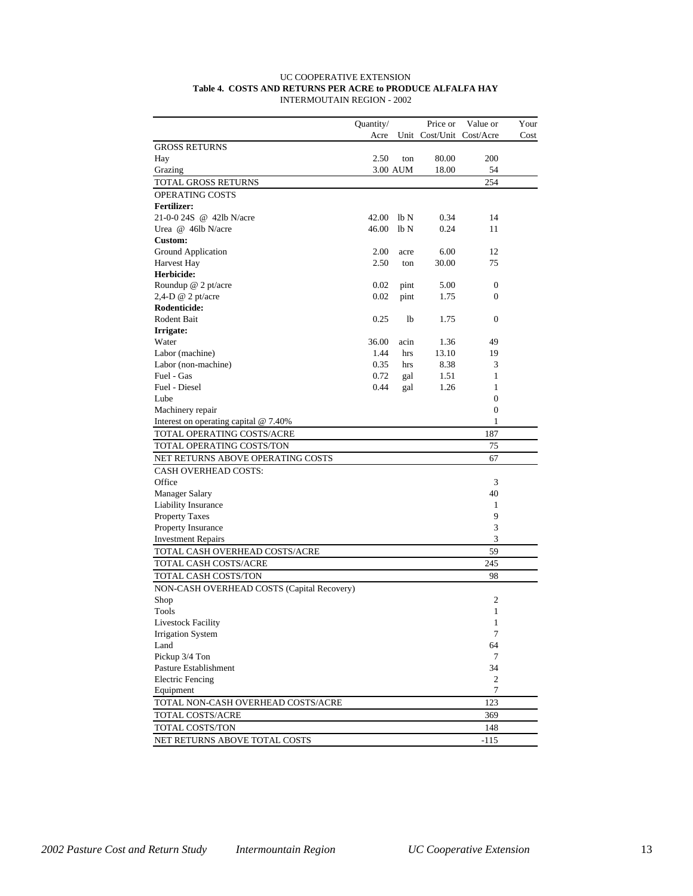UC COOPERATIVE EXTENSION

**Table 4. COSTS AND RETURNS PER ACRE to PRODUCE ALFALFA HAY**

INTERMOUTAIN REGION - 2002

| | Quantity/ Acre | Unit | Price or Cost/Unit | Value or Cost/Acre | Your Cost |
|---|---|---|---|---|---|
| GROSS RETURNS | | | | | |
| Hay | 2.50 | ton | 80.00 | 200 | |
| Grazing | 3.00 | AUM | 18.00 | 54 | |
| TOTAL GROSS RETURNS | | | | 254 | |
| OPERATING COSTS | | | | | |
| **Fertilizer:** | | | | | |
| 21-0-0 24S @ 42lb N/acre | 42.00 | lb N | 0.34 | 14 | |
| Urea @ 46lb N/acre | 46.00 | lb N | 0.24 | 11 | |
| **Custom:** | | | | | |
| Ground Application | 2.00 | acre | 6.00 | 12 | |
| Harvest Hay | 2.50 | ton | 30.00 | 75 | |
| **Herbicide:** | | | | | |
| Roundup @ 2 pt/acre | 0.02 | pint | 5.00 | 0 | |
| 2,4-D @ 2 pt/acre | 0.02 | pint | 1.75 | 0 | |
| **Rodenticide:** | | | | | |
| Rodent Bait | 0.25 | lb | 1.75 | 0 | |
| **Irrigate:** | | | | | |
| Water | 36.00 | acin | 1.36 | 49 | |
| Labor (machine) | 1.44 | hrs | 13.10 | 19 | |
| Labor (non-machine) | 0.35 | hrs | 8.38 | 3 | |
| Fuel - Gas | 0.72 | gal | 1.51 | 1 | |
| Fuel - Diesel | 0.44 | gal | 1.26 | 1 | |
| Lube | | | | 0 | |
| Machinery repair | | | | 0 | |
| Interest on operating capital @ 7.40% | | | | 1 | |
| TOTAL OPERATING COSTS/ACRE | | | | 187 | |
| TOTAL OPERATING COSTS/TON | | | | 75 | |
| NET RETURNS ABOVE OPERATING COSTS | | | | 67 | |
| CASH OVERHEAD COSTS: | | | | | |
| Office | | | | 3 | |
| Manager Salary | | | | 40 | |
| Liability Insurance | | | | 1 | |
| Property Taxes | | | | 9 | |
| Property Insurance | | | | 3 | |
| Investment Repairs | | | | 3 | |
| TOTAL CASH OVERHEAD COSTS/ACRE | | | | 59 | |
| TOTAL CASH COSTS/ACRE | | | | 245 | |
| TOTAL CASH COSTS/TON | | | | 98 | |
| NON-CASH OVERHEAD COSTS (Capital Recovery) | | | | | |
| Shop | | | | 2 | |
| Tools | | | | 1 | |
| Livestock Facility | | | | 1 | |
| Irrigation System | | | | 7 | |
| Land | | | | 64 | |
| Pickup 3/4 Ton | | | | 7 | |
| Pasture Establishment | | | | 34 | |
| Electric Fencing | | | | 2 | |
| Equipment | | | | 7 | |
| TOTAL NON-CASH OVERHEAD COSTS/ACRE | | | | 123 | |
| TOTAL COSTS/ACRE | | | | 369 | |
| TOTAL COSTS/TON | | | | 148 | |
| NET RETURNS ABOVE TOTAL COSTS | | | | -115 | |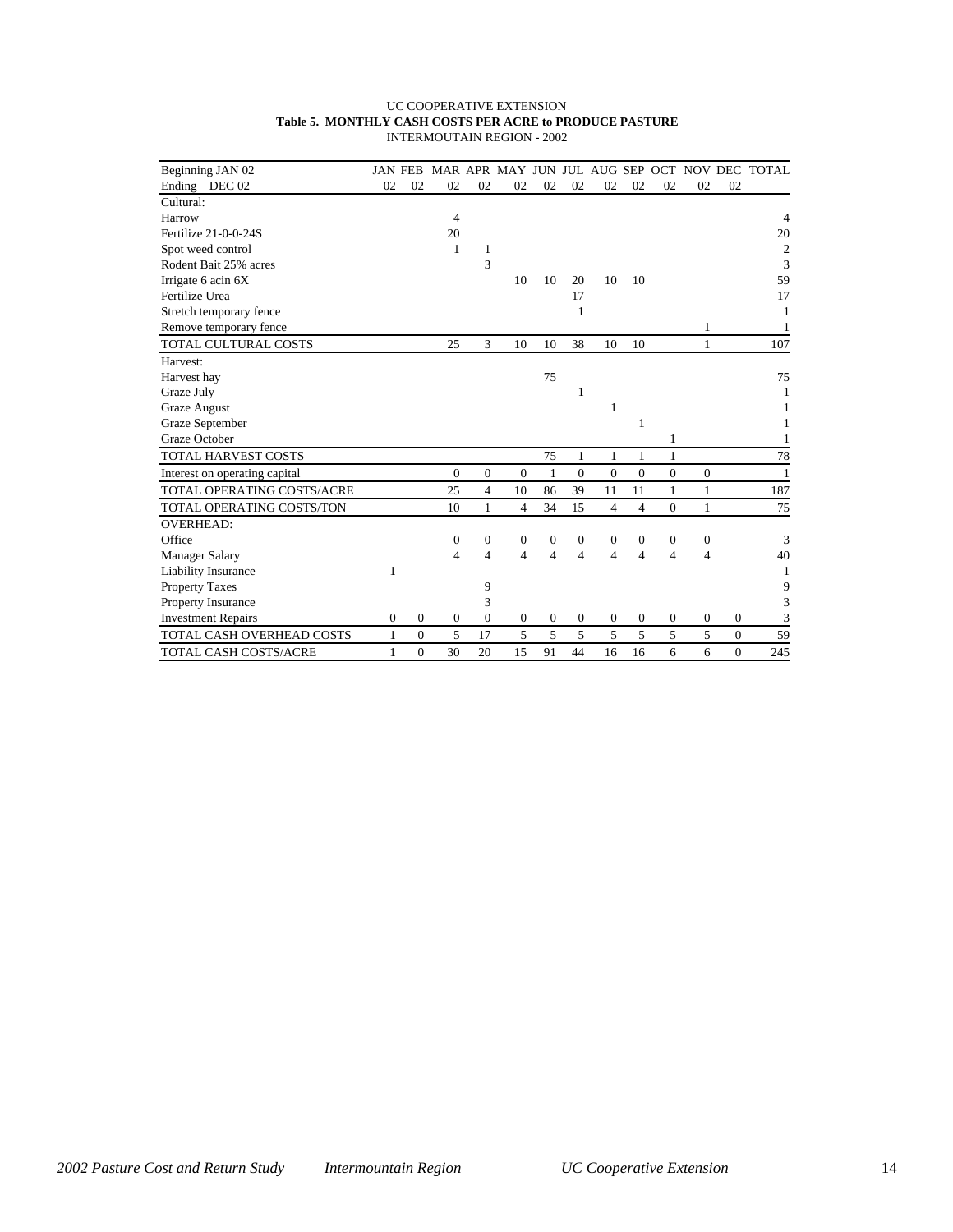UC COOPERATIVE EXTENSION

**Table 5. MONTHLY CASH COSTS PER ACRE to PRODUCE PASTURE**

INTERMOUTAIN REGION - 2002

| Beginning JAN 02<br>Ending DEC 02 | JAN 02 | FEB 02 | MAR 02 | APR 02 | MAY 02 | JUN 02 | JUL 02 | AUG 02 | SEP 02 | OCT 02 | NOV 02 | DEC 02 | TOTAL |
|---|---|---|---|---|---|---|---|---|---|---|---|---|---|
| Cultural: | | | | | | | | | | | | | |
| Harrow | | | 4 | | | | | | | | | | 4 |
| Fertilize 21-0-0-24S | | | 20 | | | | | | | | | | 20 |
| Spot weed control | | | 1 | 1 | | | | | | | | | 2 |
| Rodent Bait 25% acres | | | | 3 | | | | | | | | | 3 |
| Irrigate 6 acin 6X | | | | | 10 | 10 | 20 | 10 | 10 | | | | 59 |
| Fertilize Urea | | | | | | | 17 | | | | | | 17 |
| Stretch temporary fence | | | | | | | 1 | | | | | | 1 |
| Remove temporary fence | | | | | | | | | | | 1 | | 1 |
| TOTAL CULTURAL COSTS | | | 25 | 3 | 10 | 10 | 38 | 10 | 10 | | 1 | | 107 |
| Harvest: | | | | | | | | | | | | | |
| Harvest hay | | | | | | 75 | | | | | | | 75 |
| Graze July | | | | | | | 1 | | | | | | 1 |
| Graze August | | | | | | | | 1 | | | | | 1 |
| Graze September | | | | | | | | | 1 | | | | 1 |
| Graze October | | | | | | | | | | 1 | | | 1 |
| TOTAL HARVEST COSTS | | | | | | 75 | 1 | 1 | 1 | 1 | | | 78 |
| Interest on operating capital | | | 0 | 0 | 0 | 1 | 0 | 0 | 0 | 0 | 0 | | 1 |
| TOTAL OPERATING COSTS/ACRE | | | 25 | 4 | 10 | 86 | 39 | 11 | 11 | 1 | 1 | | 187 |
| TOTAL OPERATING COSTS/TON | | | 10 | 1 | 4 | 34 | 15 | 4 | 4 | 0 | 1 | | 75 |
| OVERHEAD: | | | | | | | | | | | | | |
| Office | | | 0 | 0 | 0 | 0 | 0 | 0 | 0 | 0 | 0 | | 3 |
| Manager Salary | | | 4 | 4 | 4 | 4 | 4 | 4 | 4 | 4 | 4 | | 40 |
| Liability Insurance | 1 | | | | | | | | | | | | 1 |
| Property Taxes | | | | 9 | | | | | | | | | 9 |
| Property Insurance | | | | 3 | | | | | | | | | 3 |
| Investment Repairs | 0 | 0 | 0 | 0 | 0 | 0 | 0 | 0 | 0 | 0 | 0 | 0 | 3 |
| TOTAL CASH OVERHEAD COSTS | 1 | 0 | 5 | 17 | 5 | 5 | 5 | 5 | 5 | 5 | 5 | 0 | 59 |
| TOTAL CASH COSTS/ACRE | 1 | 0 | 30 | 20 | 15 | 91 | 44 | 16 | 16 | 6 | 6 | 0 | 245 |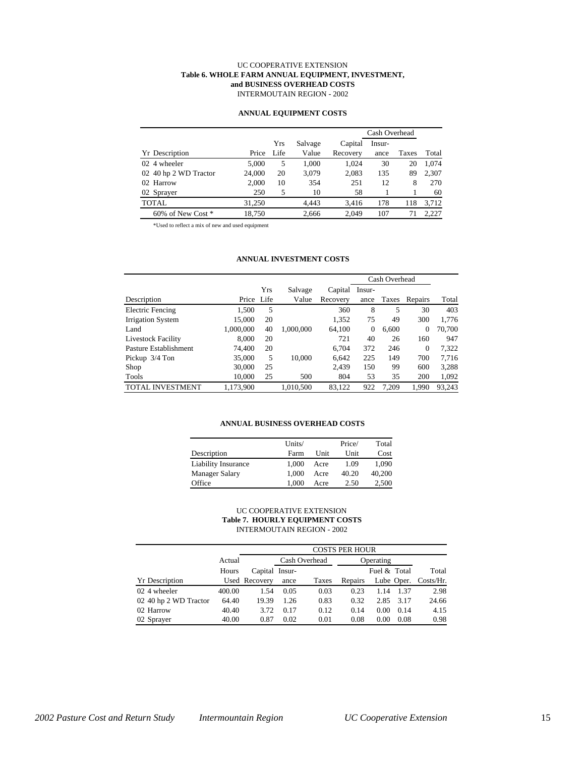UC COOPERATIVE EXTENSION

**Table 6. WHOLE FARM ANNUAL EQUIPMENT, INVESTMENT, and BUSINESS OVERHEAD COSTS**

INTERMOUTAIN REGION - 2002

**ANNUAL EQUIPMENT COSTS**

| | | | | | Cash Overhead | | |
|---|---|---|---|---|---|---|---|
| Yr Description | Price | Yrs Life | Salvage Value | Capital Recovery | Insur-ance | Taxes | Total |
| 02 4 wheeler | 5,000 | 5 | 1,000 | 1,024 | 30 | 20 | 1,074 |
| 02 40 hp 2 WD Tractor | 24,000 | 20 | 3,079 | 2,083 | 135 | 89 | 2,307 |
| 02 Harrow | 2,000 | 10 | 354 | 251 | 12 | 8 | 270 |
| 02 Sprayer | 250 | 5 | 10 | 58 | 1 | 1 | 60 |
| TOTAL | 31,250 | | 4,443 | 3,416 | 178 | 118 | 3,712 |
| 60% of New Cost * | 18,750 | | 2,666 | 2,049 | 107 | 71 | 2,227 |

*Used to reflect a mix of new and used equipment

**ANNUAL INVESTMENT COSTS**

| | | | | | Cash Overhead | | | |
|---|---|---|---|---|---|---|---|---|
| Description | Price | Yrs Life | Salvage Value | Capital Recovery | Insur-ance | Taxes | Repairs | Total |
| Electric Fencing | 1,500 | 5 | | 360 | 8 | 5 | 30 | 403 |
| Irrigation System | 15,000 | 20 | | 1,352 | 75 | 49 | 300 | 1,776 |
| Land | 1,000,000 | 40 | 1,000,000 | 64,100 | 0 | 6,600 | 0 | 70,700 |
| Livestock Facility | 8,000 | 20 | | 721 | 40 | 26 | 160 | 947 |
| Pasture Establishment | 74,400 | 20 | | 6,704 | 372 | 246 | 0 | 7,322 |
| Pickup 3/4 Ton | 35,000 | 5 | 10,000 | 6,642 | 225 | 149 | 700 | 7,716 |
| Shop | 30,000 | 25 | | 2,439 | 150 | 99 | 600 | 3,288 |
| Tools | 10,000 | 25 | 500 | 804 | 53 | 35 | 200 | 1,092 |
| TOTAL INVESTMENT | 1,173,900 | | 1,010,500 | 83,122 | 922 | 7,209 | 1,990 | 93,243 |

**ANNUAL BUSINESS OVERHEAD COSTS**

| Description | Units/ Farm | Unit | Price/ Unit | Total Cost |
|---|---|---|---|---|
| Liability Insurance | 1,000 | Acre | 1.09 | 1,090 |
| Manager Salary | 1,000 | Acre | 40.20 | 40,200 |
| Office | 1,000 | Acre | 2.50 | 2,500 |

UC COOPERATIVE EXTENSION

**Table 7. HOURLY EQUIPMENT COSTS**

INTERMOUTAIN REGION - 2002

| | | COSTS PER HOUR | | | | | | |
|---|---|---|---|---|---|---|---|---|
| | Actual | | Cash Overhead | | Operating | | | |
| Yr Description | Hours Used | Capital Recovery | Insur-ance | Taxes | Repairs | Fuel & Lube | Total Oper. | Total Costs/Hr. |
| 02 4 wheeler | 400.00 | 1.54 | 0.05 | 0.03 | 0.23 | 1.14 | 1.37 | 2.98 |
| 02 40 hp 2 WD Tractor | 64.40 | 19.39 | 1.26 | 0.83 | 0.32 | 2.85 | 3.17 | 24.66 |
| 02 Harrow | 40.40 | 3.72 | 0.17 | 0.12 | 0.14 | 0.00 | 0.14 | 4.15 |
| 02 Sprayer | 40.00 | 0.87 | 0.02 | 0.01 | 0.08 | 0.00 | 0.08 | 0.98 |